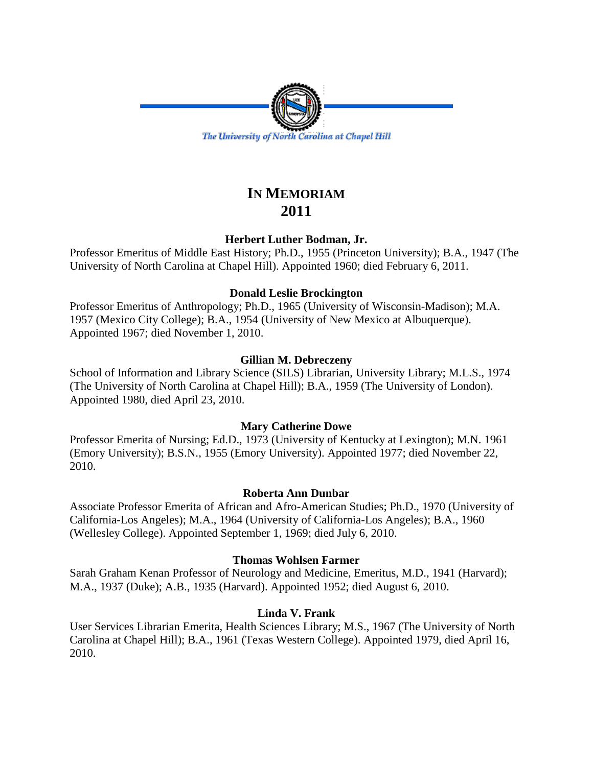The University of North Carolina at Chapel Hill

# IN MEMORIAM 2011

### Herbert Luther Bodman, Jr.

Professor Emeritus of Middle East History; Ph.D., 1955 (Princeton University); B.A., 1947 (The University of North Carolina at Chapel Hill). Appointed 1960; died February 6, 2011.

### Donald Leslie Brockington

Professor Emeritus of Anthropology; Ph.D., 1965 (University of Wisconsin-Madison); M.A. 1957 (Mexico City College); B.A., 1954 (University of New Mexico at Albuquerque). Appointed 1967; died November 1, 2010.

### Gillian M. Debreczeny

School of Information and Library Science (SILS) Librarian, University Library; M.L.S., 1974 (The University of North Carolina at Chapel Hill); B.A., 1959 (The University of London). Appointed 1980, died April 23, 2010.

### Mary Catherine Dowe

Professor Emerita of Nursing; Ed.D., 1973 (University of Kentucky at Lexington); M.N. 1961 (Emory University); B.S.N., 1955 (Emory University). Appointed 1977; died November 22, 2010.

### Roberta Ann Dunbar

Associate Professor Emerita of African and Afro-American Studies; Ph.D., 1970 (University of California-Los Angeles); M.A., 1964 (University of California-Los Angeles); B.A., 1960 (Wellesley College). Appointed September 1, 1969; died July 6, 2010.

### Thomas Wohlsen Farmer

Sarah Graham Kenan Professor of Neurology and Medicine, Emeritus, M.D., 1941 (Harvard); M.A., 1937 (Duke); A.B., 1935 (Harvard). Appointed 1952; died August 6, 2010.

### Linda V. Frank

User Services Librarian Emerita, Health Sciences Library; M.S., 1967 (The University of North Carolina at Chapel Hill); B.A., 1961 (Texas Western College). Appointed 1979, died April 16, 2010.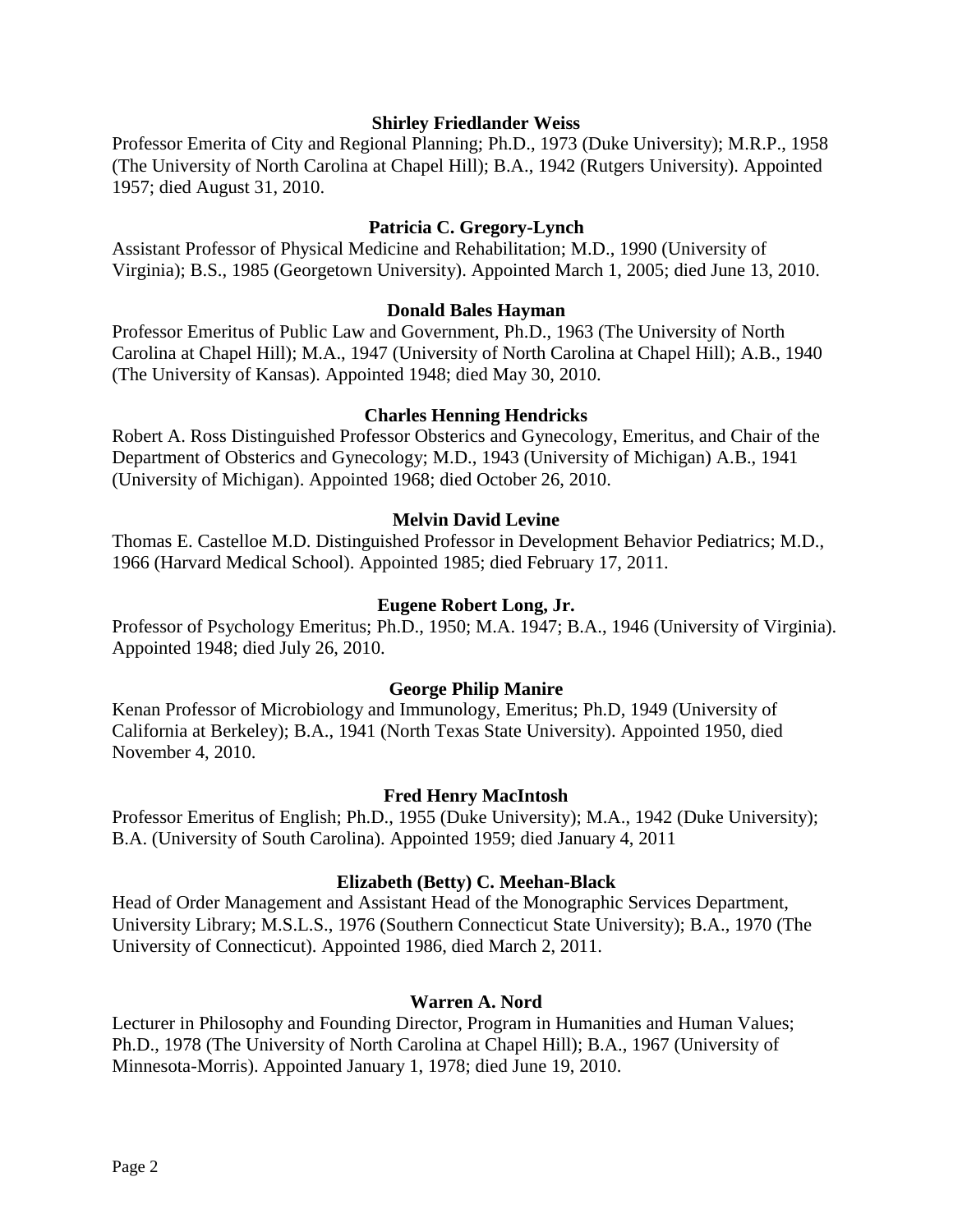**Shirley Friedlander Weiss**

Professor Emerita of City and Regional Planning; Ph.D., 1973 (Duke University); M.R.P., 1958 (The University of North Carolina at Chapel Hill); B.A., 1942 (Rutgers University). Appointed 1957; died August 31, 2010.

**Patricia C. Gregory-Lynch**

Assistant Professor of Physical Medicine and Rehabilitation; M.D., 1990 (University of Virginia); B.S., 1985 (Georgetown University). Appointed March 1, 2005; died June 13, 2010.

**Donald Bales Hayman**

Professor Emeritus of Public Law and Government, Ph.D., 1963 (The University of North Carolina at Chapel Hill); M.A., 1947 (University of North Carolina at Chapel Hill); A.B., 1940 (The University of Kansas). Appointed 1948; died May 30, 2010.

**Charles Henning Hendricks**

Robert A. Ross Distinguished Professor Obsterics and Gynecology, Emeritus, and Chair of the Department of Obsterics and Gynecology; M.D., 1943 (University of Michigan) A.B., 1941 (University of Michigan). Appointed 1968; died October 26, 2010.

**Melvin David Levine**

Thomas E. Castelloe M.D. Distinguished Professor in Development Behavior Pediatrics; M.D., 1966 (Harvard Medical School). Appointed 1985; died February 17, 2011.

**Eugene Robert Long, Jr.**

Professor of Psychology Emeritus; Ph.D., 1950; M.A. 1947; B.A., 1946 (University of Virginia). Appointed 1948; died July 26, 2010.

**George Philip Manire**

Kenan Professor of Microbiology and Immunology, Emeritus; Ph.D, 1949 (University of California at Berkeley); B.A., 1941 (North Texas State University). Appointed 1950, died November 4, 2010.

**Fred Henry MacIntosh**

Professor Emeritus of English; Ph.D., 1955 (Duke University); M.A., 1942 (Duke University); B.A. (University of South Carolina). Appointed 1959; died January 4, 2011

**Elizabeth (Betty) C. Meehan-Black**

Head of Order Management and Assistant Head of the Monographic Services Department, University Library; M.S.L.S., 1976 (Southern Connecticut State University); B.A., 1970 (The University of Connecticut). Appointed 1986, died March 2, 2011.

**Warren A. Nord**

Lecturer in Philosophy and Founding Director, Program in Humanities and Human Values; Ph.D., 1978 (The University of North Carolina at Chapel Hill); B.A., 1967 (University of Minnesota-Morris). Appointed January 1, 1978; died June 19, 2010.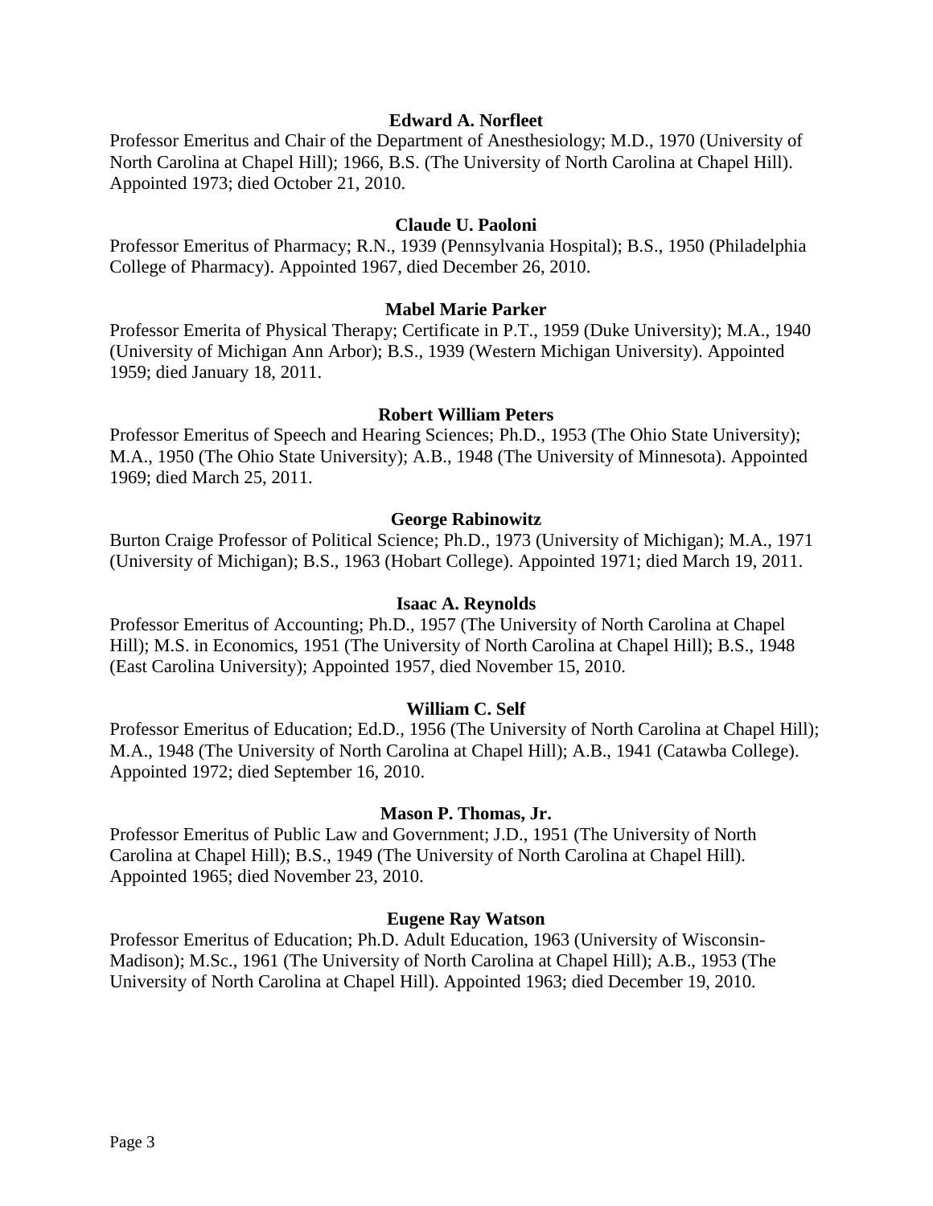**Edward A. Norfleet**

Professor Emeritus and Chair of the Department of Anesthesiology; M.D., 1970 (University of North Carolina at Chapel Hill); 1966, B.S. (The University of North Carolina at Chapel Hill). Appointed 1973; died October 21, 2010.

**Claude U. Paoloni**

Professor Emeritus of Pharmacy; R.N., 1939 (Pennsylvania Hospital); B.S., 1950 (Philadelphia College of Pharmacy). Appointed 1967, died December 26, 2010.

**Mabel Marie Parker**

Professor Emerita of Physical Therapy; Certificate in P.T., 1959 (Duke University); M.A., 1940 (University of Michigan Ann Arbor); B.S., 1939 (Western Michigan University). Appointed 1959; died January 18, 2011.

**Robert William Peters**

Professor Emeritus of Speech and Hearing Sciences; Ph.D., 1953 (The Ohio State University); M.A., 1950 (The Ohio State University); A.B., 1948 (The University of Minnesota). Appointed 1969; died March 25, 2011.

**George Rabinowitz**

Burton Craige Professor of Political Science; Ph.D., 1973 (University of Michigan); M.A., 1971 (University of Michigan); B.S., 1963 (Hobart College). Appointed 1971; died March 19, 2011.

**Isaac A. Reynolds**

Professor Emeritus of Accounting; Ph.D., 1957 (The University of North Carolina at Chapel Hill); M.S. in Economics, 1951 (The University of North Carolina at Chapel Hill); B.S., 1948 (East Carolina University); Appointed 1957, died November 15, 2010.

**William C. Self**

Professor Emeritus of Education; Ed.D., 1956 (The University of North Carolina at Chapel Hill); M.A., 1948 (The University of North Carolina at Chapel Hill); A.B., 1941 (Catawba College). Appointed 1972; died September 16, 2010.

**Mason P. Thomas, Jr.**

Professor Emeritus of Public Law and Government; J.D., 1951 (The University of North Carolina at Chapel Hill); B.S., 1949 (The University of North Carolina at Chapel Hill). Appointed 1965; died November 23, 2010.

**Eugene Ray Watson**

Professor Emeritus of Education; Ph.D. Adult Education, 1963 (University of Wisconsin-Madison); M.Sc., 1961 (The University of North Carolina at Chapel Hill); A.B., 1953 (The University of North Carolina at Chapel Hill). Appointed 1963; died December 19, 2010.